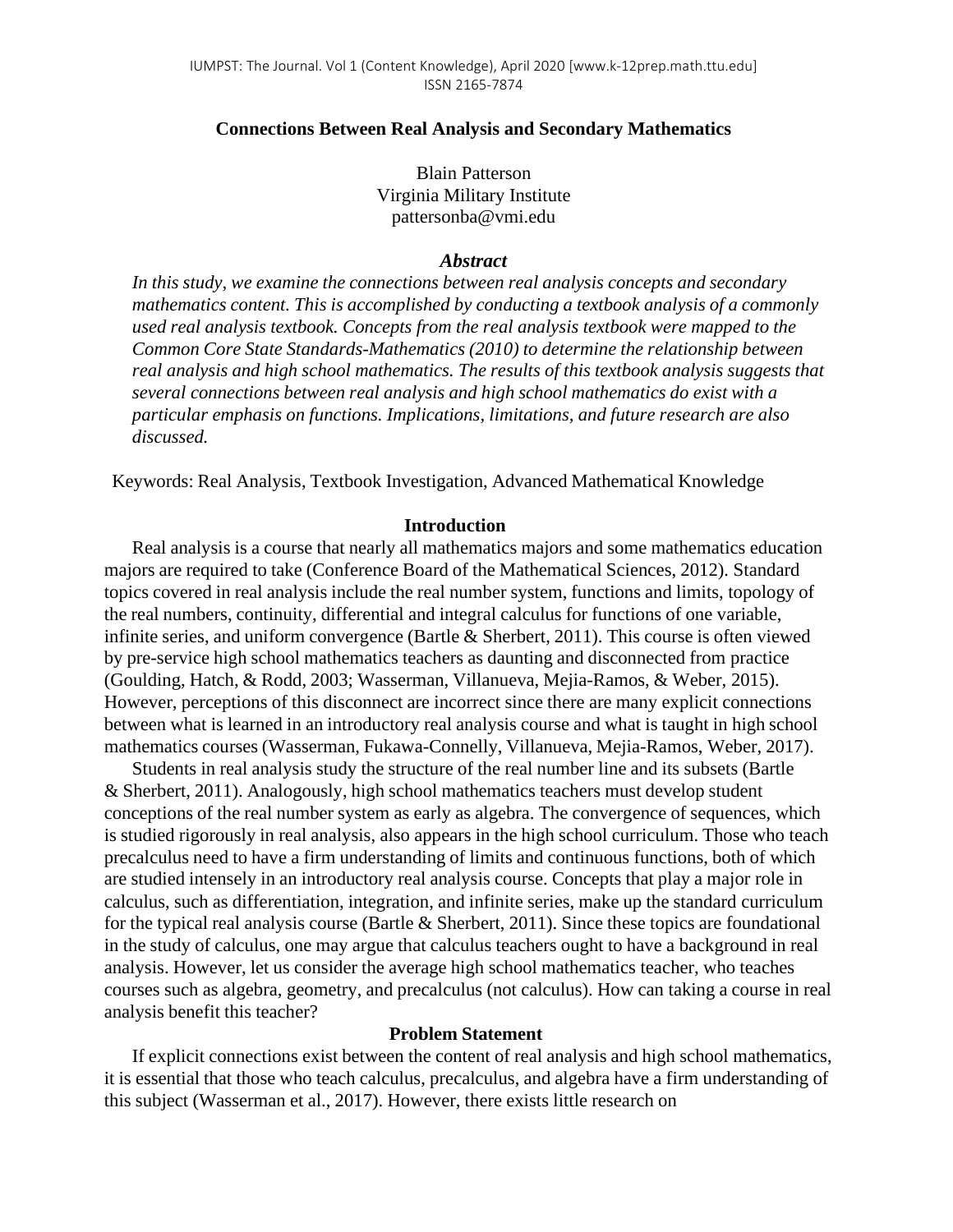# Connections Between Real Analysis and Secondary Mathematics

Blain Patterson
Virginia Military Institute
pattersonba@vmi.edu

### *Abstract*

*In this study, we examine the connections between real analysis concepts and secondary mathematics content. This is accomplished by conducting a textbook analysis of a commonly used real analysis textbook. Concepts from the real analysis textbook were mapped to the Common Core State Standards-Mathematics (2010) to determine the relationship between real analysis and high school mathematics. The results of this textbook analysis suggests that several connections between real analysis and high school mathematics do exist with a particular emphasis on functions. Implications, limitations, and future research are also discussed.*

Keywords: Real Analysis, Textbook Investigation, Advanced Mathematical Knowledge

## Introduction

Real analysis is a course that nearly all mathematics majors and some mathematics education majors are required to take (Conference Board of the Mathematical Sciences, 2012). Standard topics covered in real analysis include the real number system, functions and limits, topology of the real numbers, continuity, differential and integral calculus for functions of one variable, infinite series, and uniform convergence (Bartle & Sherbert, 2011). This course is often viewed by pre-service high school mathematics teachers as daunting and disconnected from practice (Goulding, Hatch, & Rodd, 2003; Wasserman, Villanueva, Mejia-Ramos, & Weber, 2015). However, perceptions of this disconnect are incorrect since there are many explicit connections between what is learned in an introductory real analysis course and what is taught in high school mathematics courses (Wasserman, Fukawa-Connelly, Villanueva, Mejia-Ramos, Weber, 2017).

Students in real analysis study the structure of the real number line and its subsets (Bartle & Sherbert, 2011). Analogously, high school mathematics teachers must develop student conceptions of the real number system as early as algebra. The convergence of sequences, which is studied rigorously in real analysis, also appears in the high school curriculum. Those who teach precalculus need to have a firm understanding of limits and continuous functions, both of which are studied intensely in an introductory real analysis course. Concepts that play a major role in calculus, such as differentiation, integration, and infinite series, make up the standard curriculum for the typical real analysis course (Bartle & Sherbert, 2011). Since these topics are foundational in the study of calculus, one may argue that calculus teachers ought to have a background in real analysis. However, let us consider the average high school mathematics teacher, who teaches courses such as algebra, geometry, and precalculus (not calculus). How can taking a course in real analysis benefit this teacher?

## Problem Statement

If explicit connections exist between the content of real analysis and high school mathematics, it is essential that those who teach calculus, precalculus, and algebra have a firm understanding of this subject (Wasserman et al., 2017). However, there exists little research on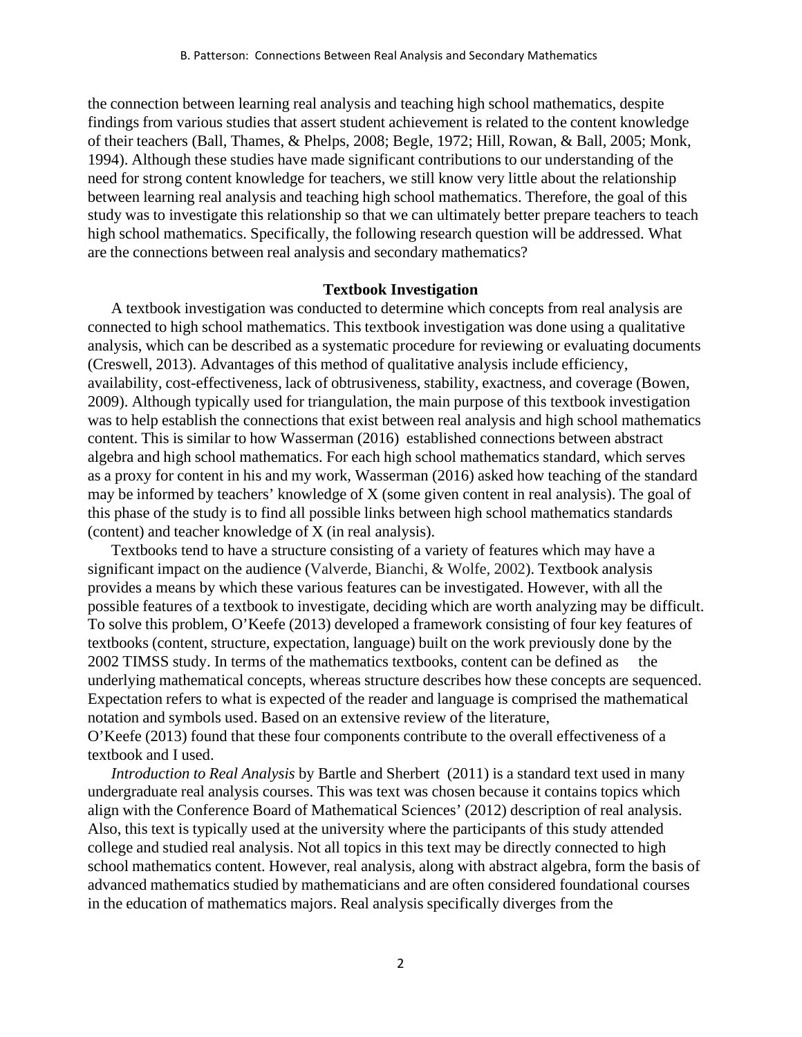the connection between learning real analysis and teaching high school mathematics, despite findings from various studies that assert student achievement is related to the content knowledge of their teachers (Ball, Thames, & Phelps, 2008; Begle, 1972; Hill, Rowan, & Ball, 2005; Monk, 1994). Although these studies have made significant contributions to our understanding of the need for strong content knowledge for teachers, we still know very little about the relationship between learning real analysis and teaching high school mathematics. Therefore, the goal of this study was to investigate this relationship so that we can ultimately better prepare teachers to teach high school mathematics. Specifically, the following research question will be addressed. What are the connections between real analysis and secondary mathematics?

## Textbook Investigation

A textbook investigation was conducted to determine which concepts from real analysis are connected to high school mathematics. This textbook investigation was done using a qualitative analysis, which can be described as a systematic procedure for reviewing or evaluating documents (Creswell, 2013). Advantages of this method of qualitative analysis include efficiency, availability, cost-effectiveness, lack of obtrusiveness, stability, exactness, and coverage (Bowen, 2009). Although typically used for triangulation, the main purpose of this textbook investigation was to help establish the connections that exist between real analysis and high school mathematics content. This is similar to how Wasserman (2016) established connections between abstract algebra and high school mathematics. For each high school mathematics standard, which serves as a proxy for content in his and my work, Wasserman (2016) asked how teaching of the standard may be informed by teachers' knowledge of X (some given content in real analysis). The goal of this phase of the study is to find all possible links between high school mathematics standards (content) and teacher knowledge of X (in real analysis).

Textbooks tend to have a structure consisting of a variety of features which may have a significant impact on the audience (Valverde, Bianchi, & Wolfe, 2002). Textbook analysis provides a means by which these various features can be investigated. However, with all the possible features of a textbook to investigate, deciding which are worth analyzing may be difficult. To solve this problem, O'Keefe (2013) developed a framework consisting of four key features of textbooks (content, structure, expectation, language) built on the work previously done by the 2002 TIMSS study. In terms of the mathematics textbooks, content can be defined as the underlying mathematical concepts, whereas structure describes how these concepts are sequenced. Expectation refers to what is expected of the reader and language is comprised the mathematical notation and symbols used. Based on an extensive review of the literature, O'Keefe (2013) found that these four components contribute to the overall effectiveness of a textbook and I used.

*Introduction to Real Analysis* by Bartle and Sherbert (2011) is a standard text used in many undergraduate real analysis courses. This was text was chosen because it contains topics which align with the Conference Board of Mathematical Sciences' (2012) description of real analysis. Also, this text is typically used at the university where the participants of this study attended college and studied real analysis. Not all topics in this text may be directly connected to high school mathematics content. However, real analysis, along with abstract algebra, form the basis of advanced mathematics studied by mathematicians and are often considered foundational courses in the education of mathematics majors. Real analysis specifically diverges from the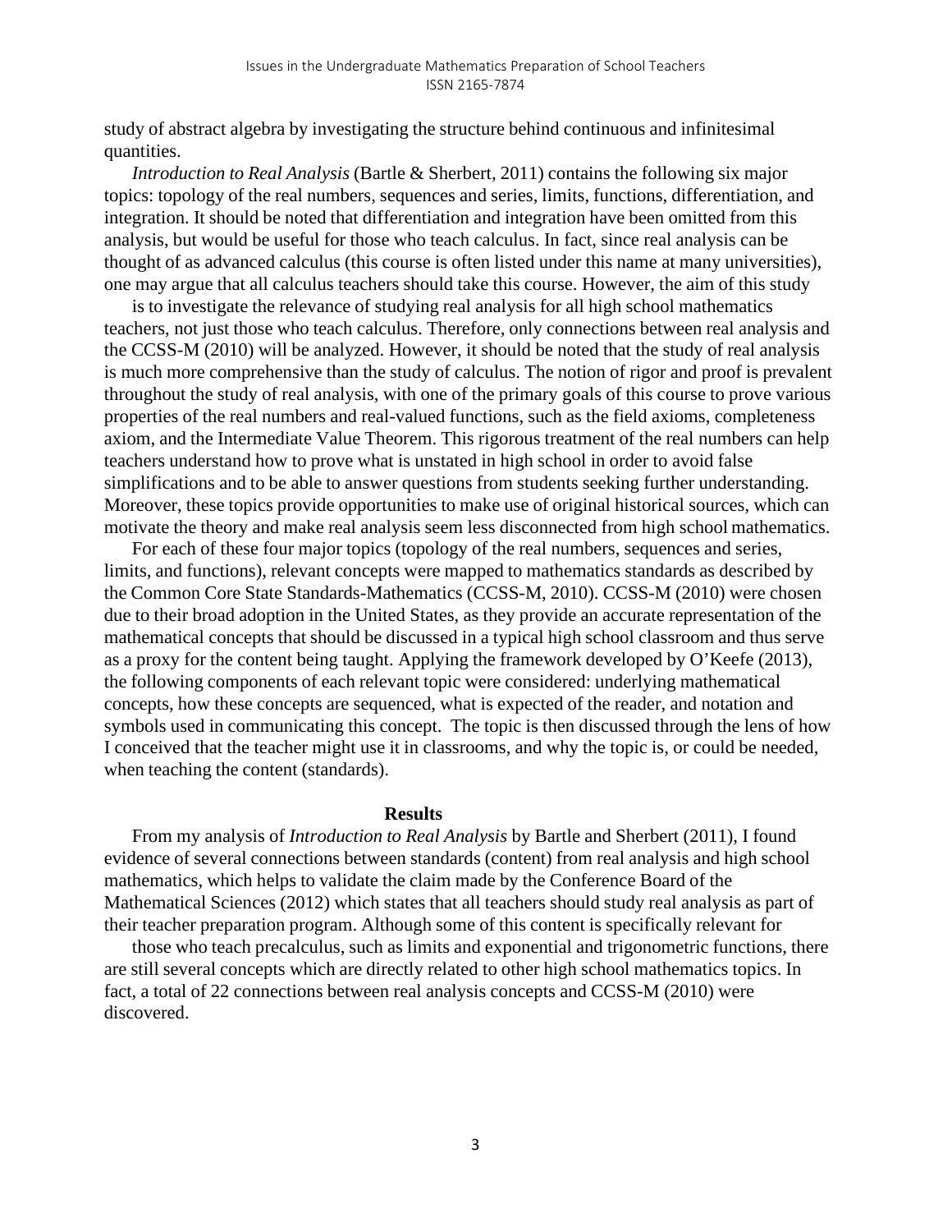study of abstract algebra by investigating the structure behind continuous and infinitesimal quantities.

*Introduction to Real Analysis* (Bartle & Sherbert, 2011) contains the following six major topics: topology of the real numbers, sequences and series, limits, functions, differentiation, and integration. It should be noted that differentiation and integration have been omitted from this analysis, but would be useful for those who teach calculus. In fact, since real analysis can be thought of as advanced calculus (this course is often listed under this name at many universities), one may argue that all calculus teachers should take this course. However, the aim of this study is to investigate the relevance of studying real analysis for all high school mathematics teachers, not just those who teach calculus. Therefore, only connections between real analysis and the CCSS-M (2010) will be analyzed. However, it should be noted that the study of real analysis is much more comprehensive than the study of calculus. The notion of rigor and proof is prevalent throughout the study of real analysis, with one of the primary goals of this course to prove various properties of the real numbers and real-valued functions, such as the field axioms, completeness axiom, and the Intermediate Value Theorem. This rigorous treatment of the real numbers can help teachers understand how to prove what is unstated in high school in order to avoid false simplifications and to be able to answer questions from students seeking further understanding. Moreover, these topics provide opportunities to make use of original historical sources, which can motivate the theory and make real analysis seem less disconnected from high school mathematics.

For each of these four major topics (topology of the real numbers, sequences and series, limits, and functions), relevant concepts were mapped to mathematics standards as described by the Common Core State Standards-Mathematics (CCSS-M, 2010). CCSS-M (2010) were chosen due to their broad adoption in the United States, as they provide an accurate representation of the mathematical concepts that should be discussed in a typical high school classroom and thus serve as a proxy for the content being taught. Applying the framework developed by O'Keefe (2013), the following components of each relevant topic were considered: underlying mathematical concepts, how these concepts are sequenced, what is expected of the reader, and notation and symbols used in communicating this concept. The topic is then discussed through the lens of how I conceived that the teacher might use it in classrooms, and why the topic is, or could be needed, when teaching the content (standards).

## Results

From my analysis of *Introduction to Real Analysis* by Bartle and Sherbert (2011), I found evidence of several connections between standards (content) from real analysis and high school mathematics, which helps to validate the claim made by the Conference Board of the Mathematical Sciences (2012) which states that all teachers should study real analysis as part of their teacher preparation program. Although some of this content is specifically relevant for those who teach precalculus, such as limits and exponential and trigonometric functions, there are still several concepts which are directly related to other high school mathematics topics. In fact, a total of 22 connections between real analysis concepts and CCSS-M (2010) were discovered.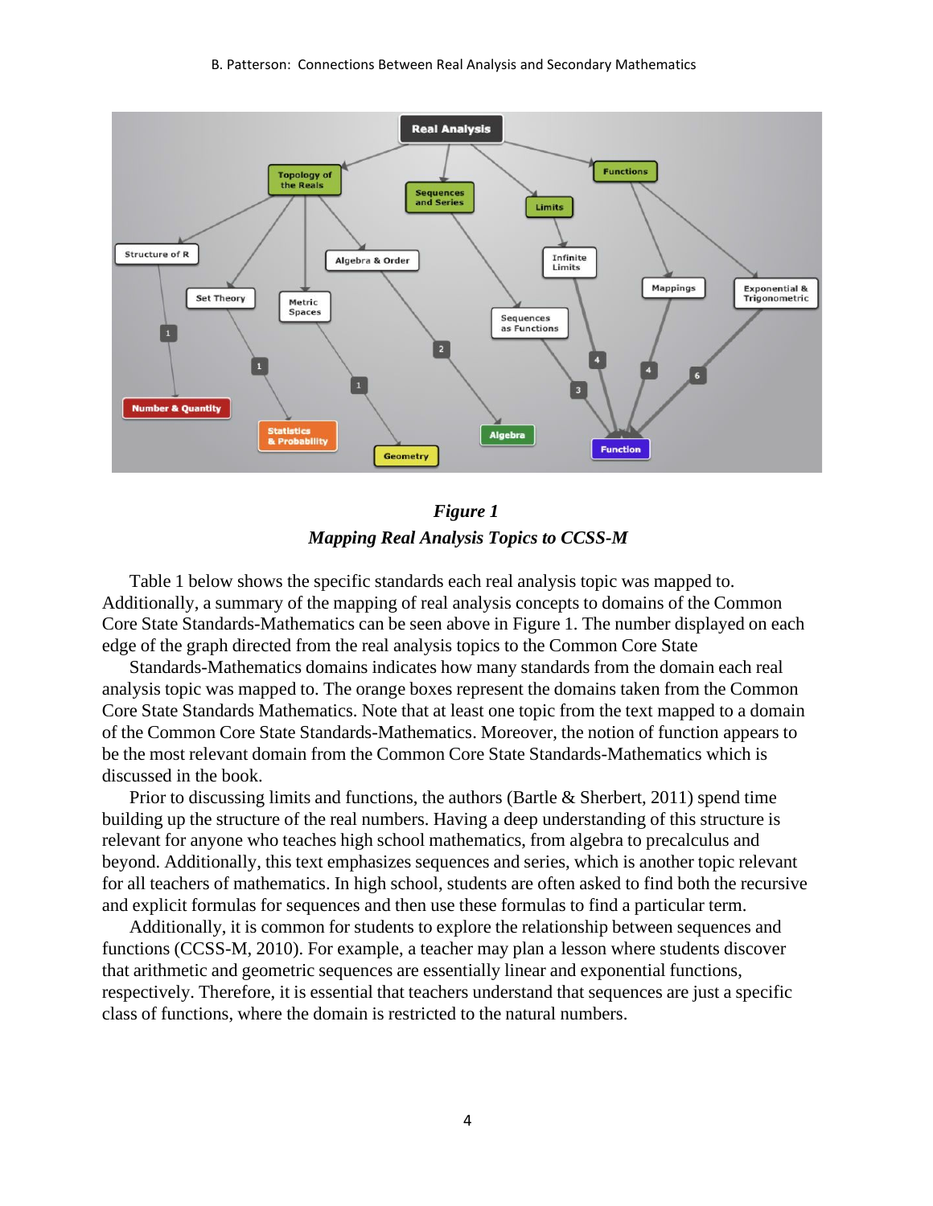***Figure 1***

***Mapping Real Analysis Topics to CCSS-M***

Table 1 below shows the specific standards each real analysis topic was mapped to. Additionally, a summary of the mapping of real analysis concepts to domains of the Common Core State Standards-Mathematics can be seen above in Figure 1. The number displayed on each edge of the graph directed from the real analysis topics to the Common Core State Standards-Mathematics domains indicates how many standards from the domain each real analysis topic was mapped to. The orange boxes represent the domains taken from the Common Core State Standards Mathematics. Note that at least one topic from the text mapped to a domain of the Common Core State Standards-Mathematics. Moreover, the notion of function appears to be the most relevant domain from the Common Core State Standards-Mathematics which is discussed in the book.

Prior to discussing limits and functions, the authors (Bartle & Sherbert, 2011) spend time building up the structure of the real numbers. Having a deep understanding of this structure is relevant for anyone who teaches high school mathematics, from algebra to precalculus and beyond. Additionally, this text emphasizes sequences and series, which is another topic relevant for all teachers of mathematics. In high school, students are often asked to find both the recursive and explicit formulas for sequences and then use these formulas to find a particular term.

Additionally, it is common for students to explore the relationship between sequences and functions (CCSS-M, 2010). For example, a teacher may plan a lesson where students discover that arithmetic and geometric sequences are essentially linear and exponential functions, respectively. Therefore, it is essential that teachers understand that sequences are just a specific class of functions, where the domain is restricted to the natural numbers.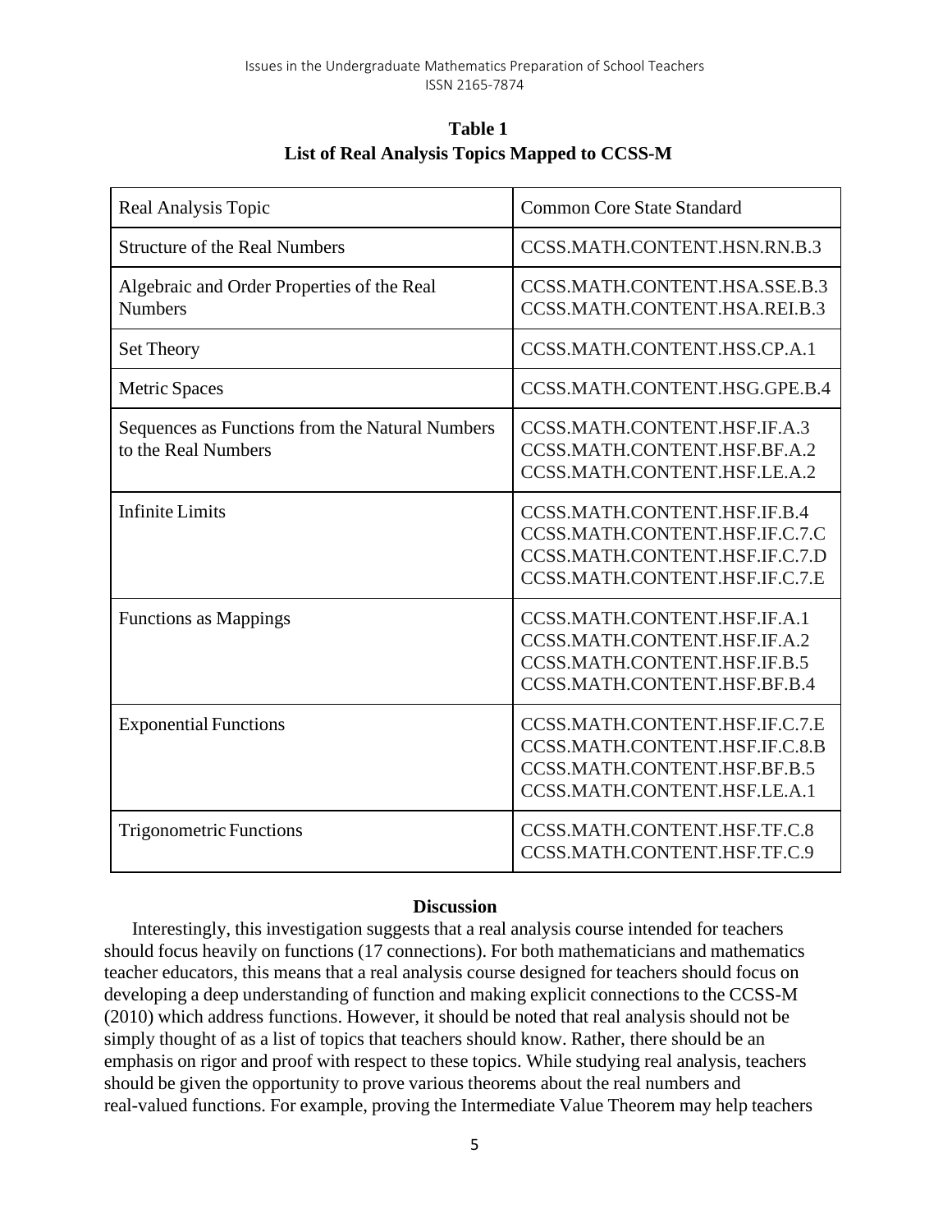**Table 1**
**List of Real Analysis Topics Mapped to CCSS-M**

| Real Analysis Topic | Common Core State Standard |
| --- | --- |
| Structure of the Real Numbers | CCSS.MATH.CONTENT.HSN.RN.B.3 |
| Algebraic and Order Properties of the Real Numbers | CCSS.MATH.CONTENT.HSA.SSE.B.3 CCSS.MATH.CONTENT.HSA.REI.B.3 |
| Set Theory | CCSS.MATH.CONTENT.HSS.CP.A.1 |
| Metric Spaces | CCSS.MATH.CONTENT.HSG.GPE.B.4 |
| Sequences as Functions from the Natural Numbers to the Real Numbers | CCSS.MATH.CONTENT.HSF.IF.A.3 CCSS.MATH.CONTENT.HSF.BF.A.2 CCSS.MATH.CONTENT.HSF.LE.A.2 |
| Infinite Limits | CCSS.MATH.CONTENT.HSF.IF.B.4 CCSS.MATH.CONTENT.HSF.IF.C.7.C CCSS.MATH.CONTENT.HSF.IF.C.7.D CCSS.MATH.CONTENT.HSF.IF.C.7.E |
| Functions as Mappings | CCSS.MATH.CONTENT.HSF.IF.A.1 CCSS.MATH.CONTENT.HSF.IF.A.2 CCSS.MATH.CONTENT.HSF.IF.B.5 CCSS.MATH.CONTENT.HSF.BF.B.4 |
| Exponential Functions | CCSS.MATH.CONTENT.HSF.IF.C.7.E CCSS.MATH.CONTENT.HSF.IF.C.8.B CCSS.MATH.CONTENT.HSF.BF.B.5 CCSS.MATH.CONTENT.HSF.LE.A.1 |
| Trigonometric Functions | CCSS.MATH.CONTENT.HSF.TF.C.8 CCSS.MATH.CONTENT.HSF.TF.C.9 |

## Discussion

Interestingly, this investigation suggests that a real analysis course intended for teachers should focus heavily on functions (17 connections). For both mathematicians and mathematics teacher educators, this means that a real analysis course designed for teachers should focus on developing a deep understanding of function and making explicit connections to the CCSS-M (2010) which address functions. However, it should be noted that real analysis should not be simply thought of as a list of topics that teachers should know. Rather, there should be an emphasis on rigor and proof with respect to these topics. While studying real analysis, teachers should be given the opportunity to prove various theorems about the real numbers and real-valued functions. For example, proving the Intermediate Value Theorem may help teachers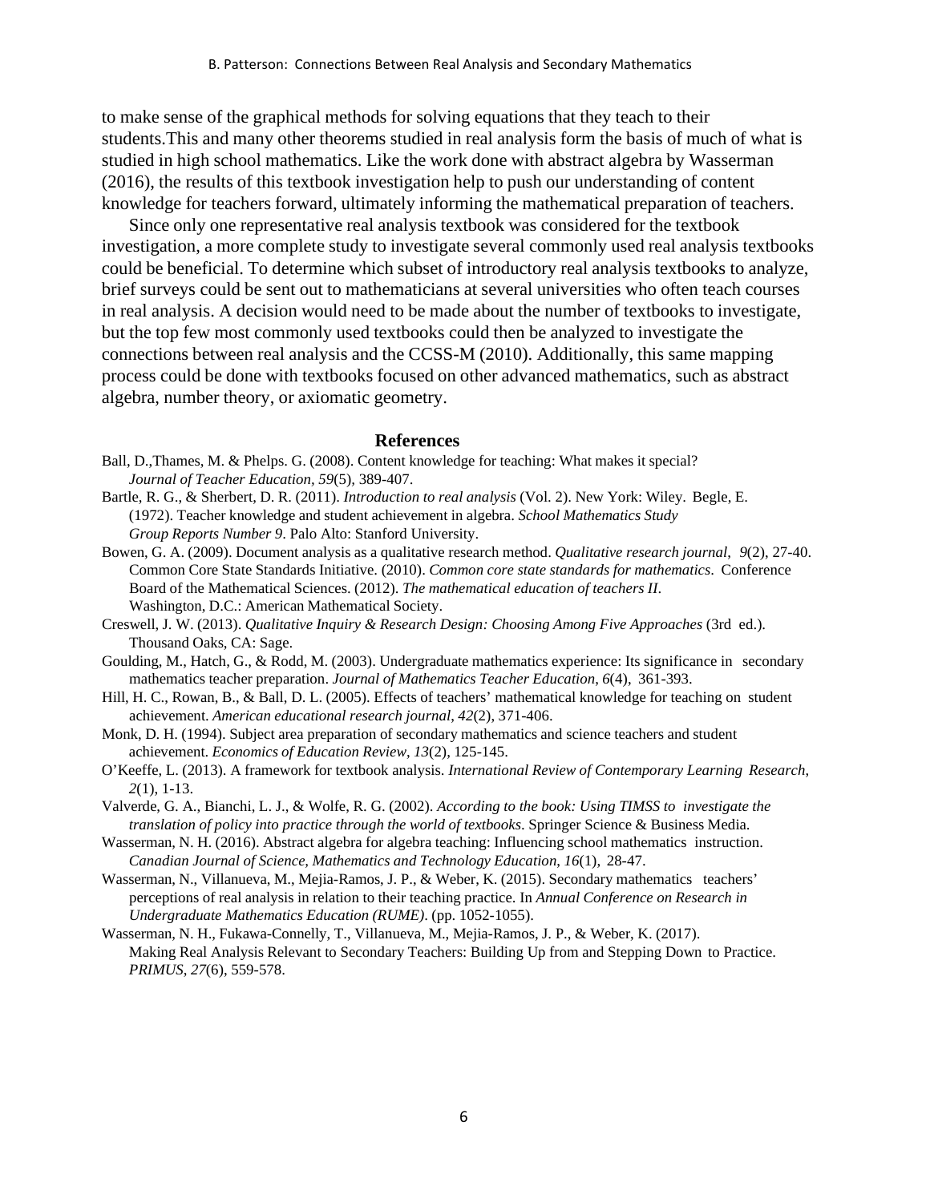to make sense of the graphical methods for solving equations that they teach to their students.This and many other theorems studied in real analysis form the basis of much of what is studied in high school mathematics. Like the work done with abstract algebra by Wasserman (2016), the results of this textbook investigation help to push our understanding of content knowledge for teachers forward, ultimately informing the mathematical preparation of teachers.

Since only one representative real analysis textbook was considered for the textbook investigation, a more complete study to investigate several commonly used real analysis textbooks could be beneficial. To determine which subset of introductory real analysis textbooks to analyze, brief surveys could be sent out to mathematicians at several universities who often teach courses in real analysis. A decision would need to be made about the number of textbooks to investigate, but the top few most commonly used textbooks could then be analyzed to investigate the connections between real analysis and the CCSS-M (2010). Additionally, this same mapping process could be done with textbooks focused on other advanced mathematics, such as abstract algebra, number theory, or axiomatic geometry.

## References

Ball, D.,Thames, M. & Phelps. G. (2008). Content knowledge for teaching: What makes it special? *Journal of Teacher Education, 59*(5), 389-407.

Bartle, R. G., & Sherbert, D. R. (2011). *Introduction to real analysis* (Vol. 2). New York: Wiley. Begle, E. (1972). Teacher knowledge and student achievement in algebra. *School Mathematics Study Group Reports Number 9*. Palo Alto: Stanford University.

Bowen, G. A. (2009). Document analysis as a qualitative research method. *Qualitative research journal, 9*(2), 27-40. Common Core State Standards Initiative. (2010). *Common core state standards for mathematics*. Conference Board of the Mathematical Sciences. (2012). *The mathematical education of teachers II*. Washington, D.C.: American Mathematical Society.

Creswell, J. W. (2013). *Qualitative Inquiry & Research Design: Choosing Among Five Approaches* (3rd ed.). Thousand Oaks, CA: Sage.

Goulding, M., Hatch, G., & Rodd, M. (2003). Undergraduate mathematics experience: Its significance in secondary mathematics teacher preparation. *Journal of Mathematics Teacher Education*, *6*(4), 361-393.

Hill, H. C., Rowan, B., & Ball, D. L. (2005). Effects of teachers' mathematical knowledge for teaching on student achievement. *American educational research journal*, *42*(2), 371-406.

Monk, D. H. (1994). Subject area preparation of secondary mathematics and science teachers and student achievement. *Economics of Education Review*, *13*(2), 125-145.

O'Keeffe, L. (2013). A framework for textbook analysis. *International Review of Contemporary Learning Research*, *2*(1), 1-13.

Valverde, G. A., Bianchi, L. J., & Wolfe, R. G. (2002). *According to the book: Using TIMSS to investigate the translation of policy into practice through the world of textbooks*. Springer Science & Business Media.

Wasserman, N. H. (2016). Abstract algebra for algebra teaching: Influencing school mathematics instruction. *Canadian Journal of Science, Mathematics and Technology Education*, *16*(1), 28-47.

Wasserman, N., Villanueva, M., Mejia-Ramos, J. P., & Weber, K. (2015). Secondary mathematics teachers' perceptions of real analysis in relation to their teaching practice. In *Annual Conference on Research in Undergraduate Mathematics Education (RUME)*. (pp. 1052-1055).

Wasserman, N. H., Fukawa-Connelly, T., Villanueva, M., Mejia-Ramos, J. P., & Weber, K. (2017). Making Real Analysis Relevant to Secondary Teachers: Building Up from and Stepping Down to Practice. *PRIMUS*, *27*(6), 559-578.